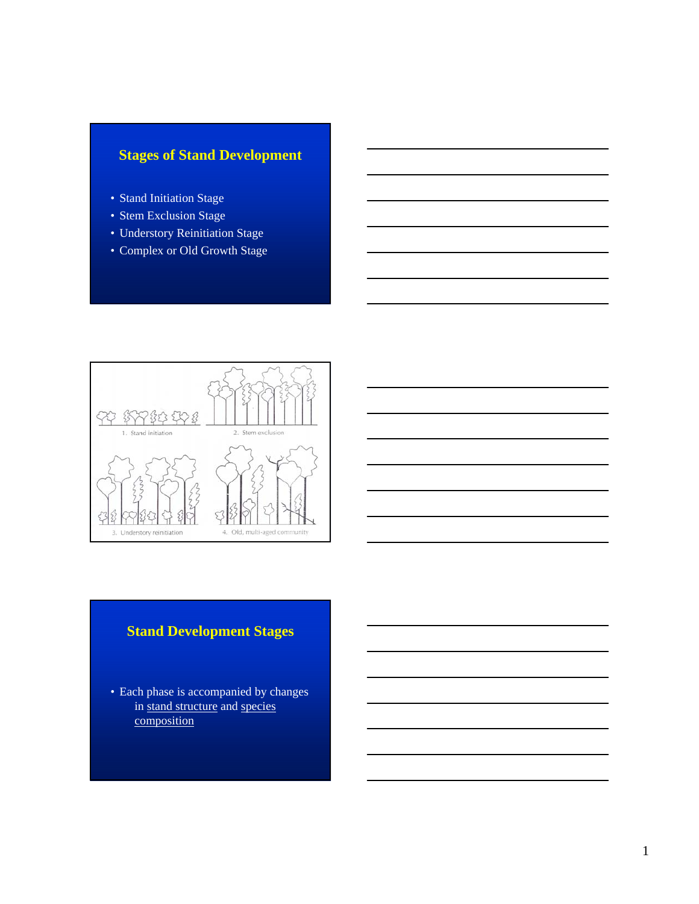## Stages of Stand Development

- Stand Initiation Stage
- Stem Exclusion Stage
- Understory Reinitiation Stage
- Complex or Old Growth Stage

1. Stand initiation

2. Stem exclusion

3. Understory reinitiation

4. Old, multi-aged community

## Stand Development Stages

- Each phase is accompanied by changes in stand structure and species composition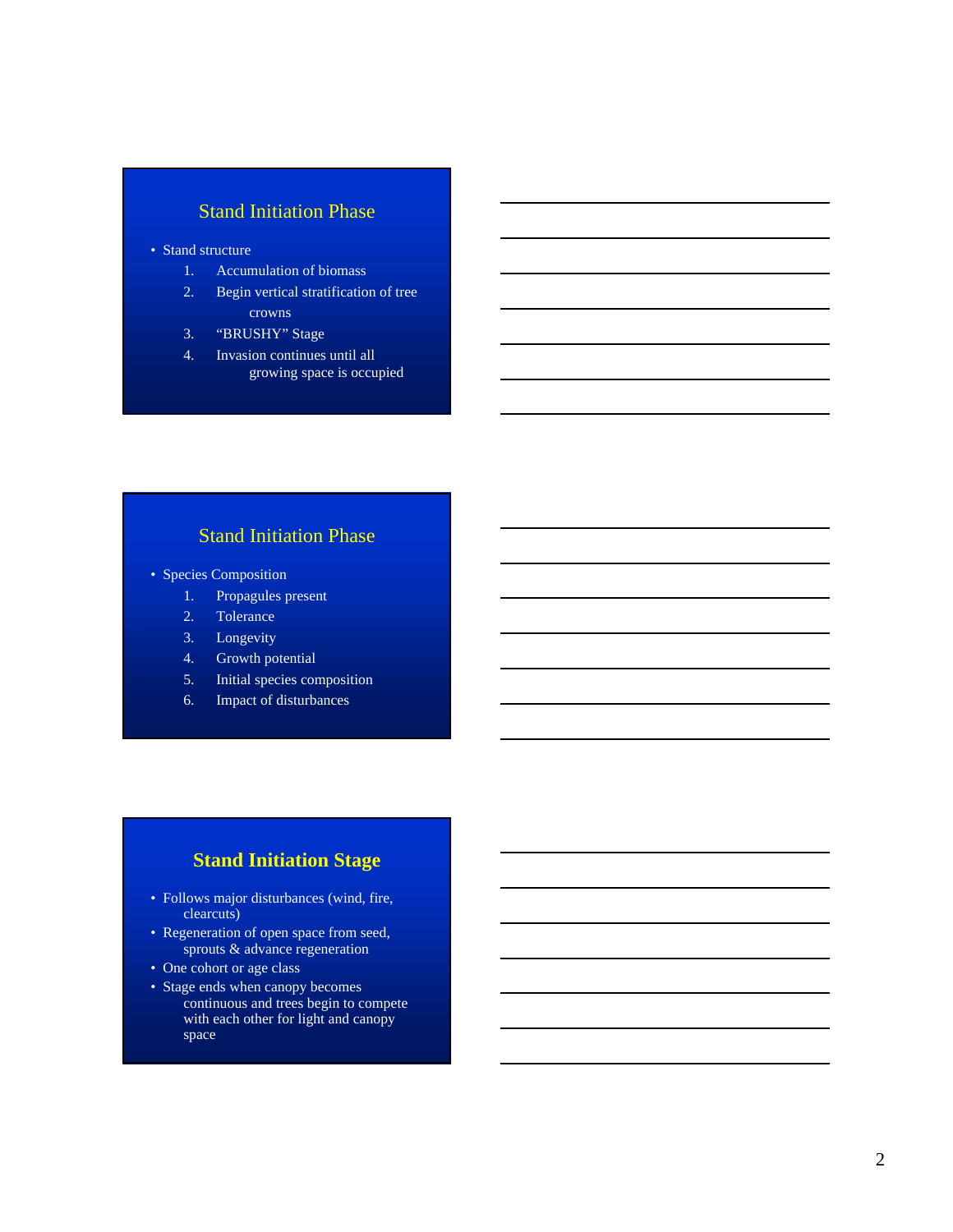## Stand Initiation Phase

- Stand structure
  1. Accumulation of biomass
  2. Begin vertical stratification of tree crowns
  3. "BRUSHY" Stage
  4. Invasion continues until all growing space is occupied

## Stand Initiation Phase

- Species Composition
  1. Propagules present
  2. Tolerance
  3. Longevity
  4. Growth potential
  5. Initial species composition
  6. Impact of disturbances

## **Stand Initiation Stage**

- Follows major disturbances (wind, fire, clearcuts)
- Regeneration of open space from seed, sprouts & advance regeneration
- One cohort or age class
- Stage ends when canopy becomes continuous and trees begin to compete with each other for light and canopy space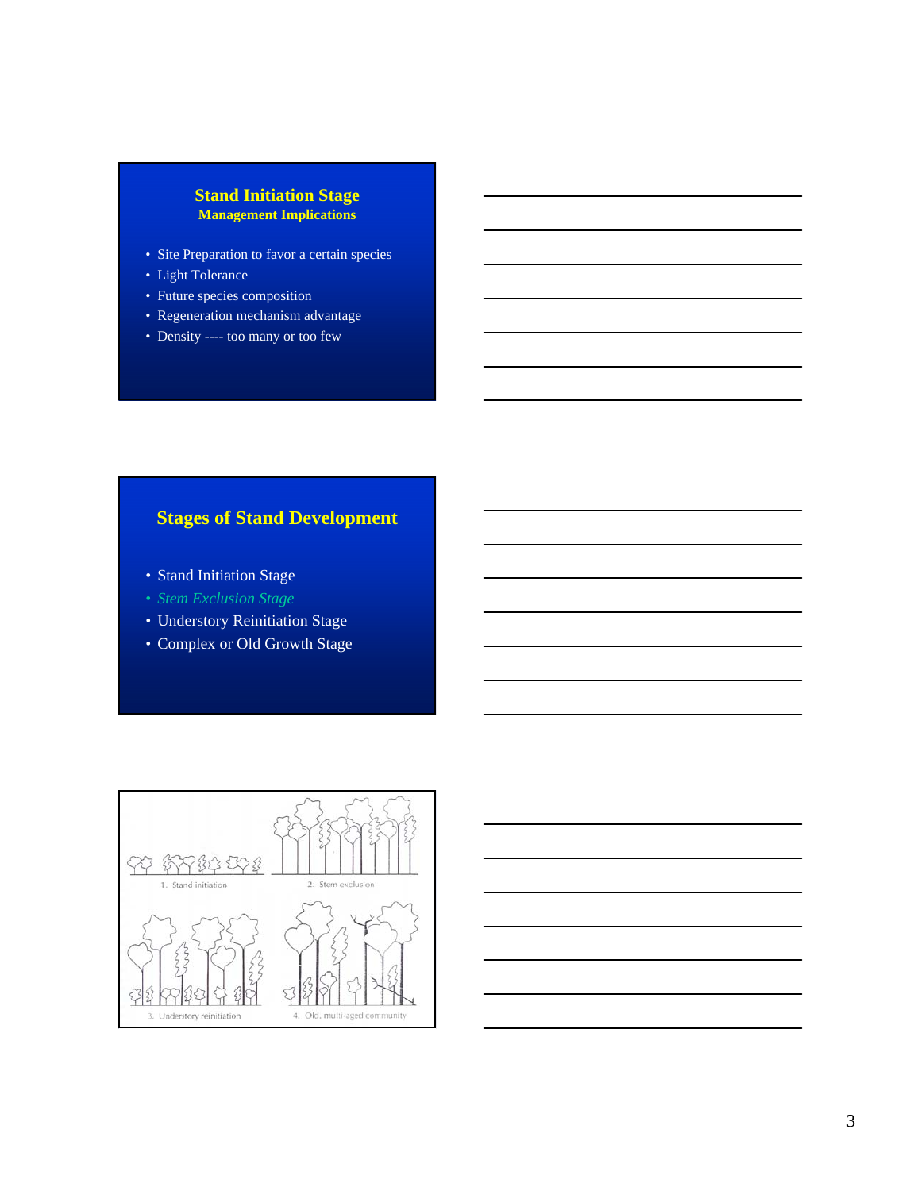## Stand Initiation Stage
### Management Implications

- Site Preparation to favor a certain species
- Light Tolerance
- Future species composition
- Regeneration mechanism advantage
- Density ---- too many or too few

## Stages of Stand Development

- Stand Initiation Stage
- *Stem Exclusion Stage*
- Understory Reinitiation Stage
- Complex or Old Growth Stage

1. Stand initiation
2. Stem exclusion
3. Understory reinitiation
4. Old, multi-aged community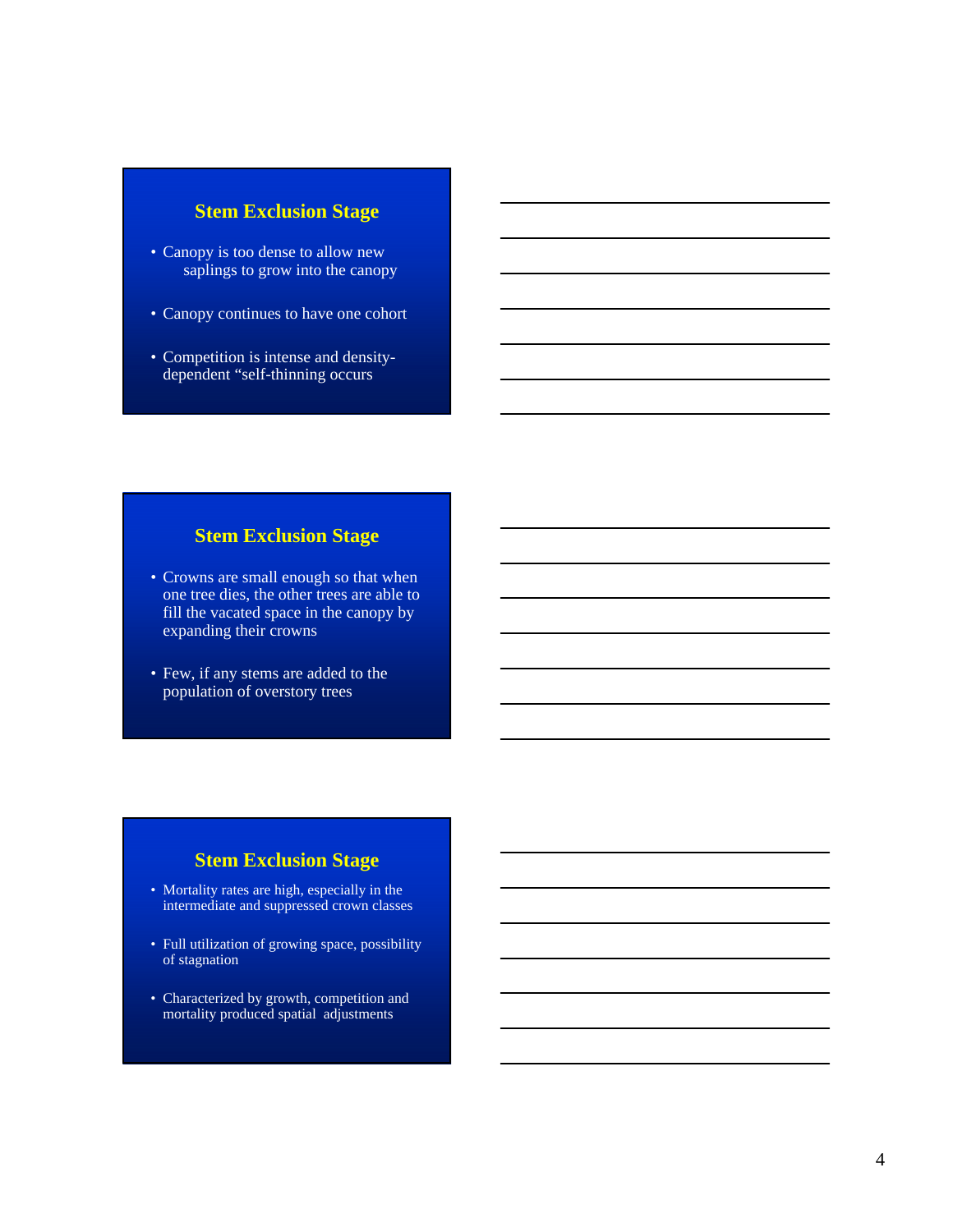## Stem Exclusion Stage

- Canopy is too dense to allow new saplings to grow into the canopy
- Canopy continues to have one cohort
- Competition is intense and density-dependent “self-thinning occurs

## Stem Exclusion Stage

- Crowns are small enough so that when one tree dies, the other trees are able to fill the vacated space in the canopy by expanding their crowns
- Few, if any stems are added to the population of overstory trees

## Stem Exclusion Stage

- Mortality rates are high, especially in the intermediate and suppressed crown classes
- Full utilization of growing space, possibility of stagnation
- Characterized by growth, competition and mortality produced spatial adjustments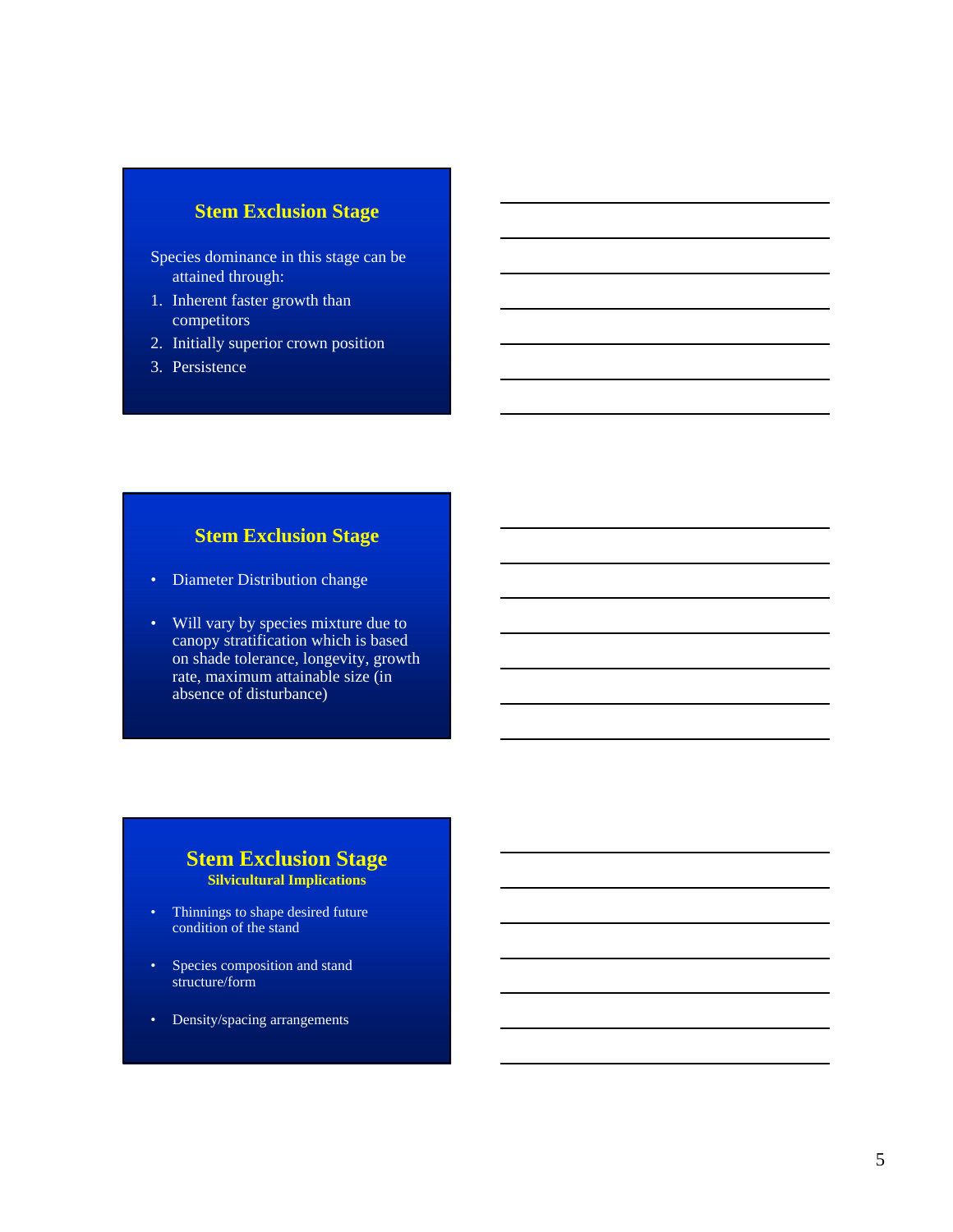## Stem Exclusion Stage

Species dominance in this stage can be attained through:

1. Inherent faster growth than competitors
2. Initially superior crown position
3. Persistence

## Stem Exclusion Stage

- Diameter Distribution change
- Will vary by species mixture due to canopy stratification which is based on shade tolerance, longevity, growth rate, maximum attainable size (in absence of disturbance)

## Stem Exclusion Stage

### Silvicultural Implications

- Thinnings to shape desired future condition of the stand
- Species composition and stand structure/form
- Density/spacing arrangements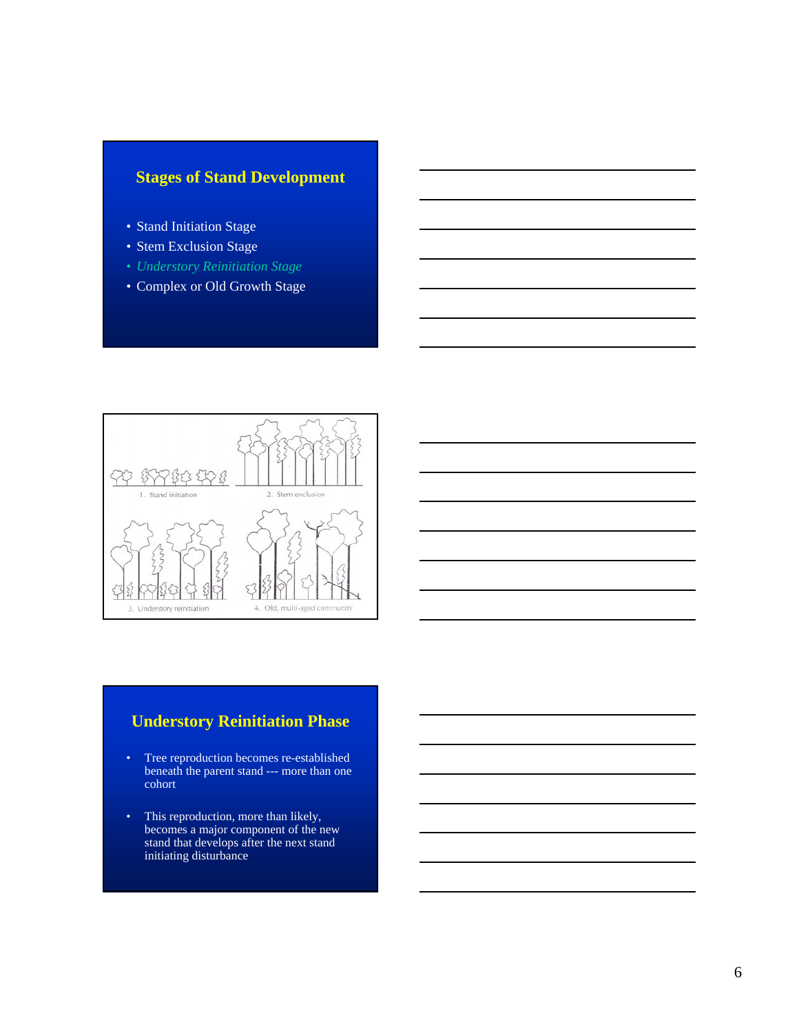## Stages of Stand Development

- Stand Initiation Stage
- Stem Exclusion Stage
- *Understory Reinitiation Stage*
- Complex or Old Growth Stage

1. Stand initiation

2. Stem exclusion

3. Understory reinitiation

4. Old, multi-aged community

## Understory Reinitiation Phase

- Tree reproduction becomes re-established beneath the parent stand --- more than one cohort
- This reproduction, more than likely, becomes a major component of the new stand that develops after the next stand initiating disturbance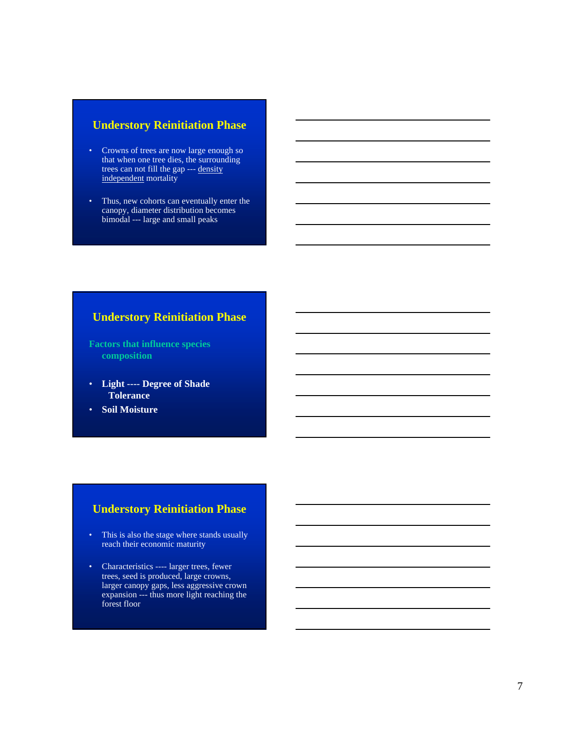## Understory Reinitiation Phase

- Crowns of trees are now large enough so that when one tree dies, the surrounding trees can not fill the gap --- density independent mortality
- Thus, new cohorts can eventually enter the canopy, diameter distribution becomes bimodal --- large and small peaks

## Understory Reinitiation Phase

**Factors that influence species composition**

- **Light ---- Degree of Shade Tolerance**
- **Soil Moisture**

## Understory Reinitiation Phase

- This is also the stage where stands usually reach their economic maturity
- Characteristics ---- larger trees, fewer trees, seed is produced, large crowns, larger canopy gaps, less aggressive crown expansion --- thus more light reaching the forest floor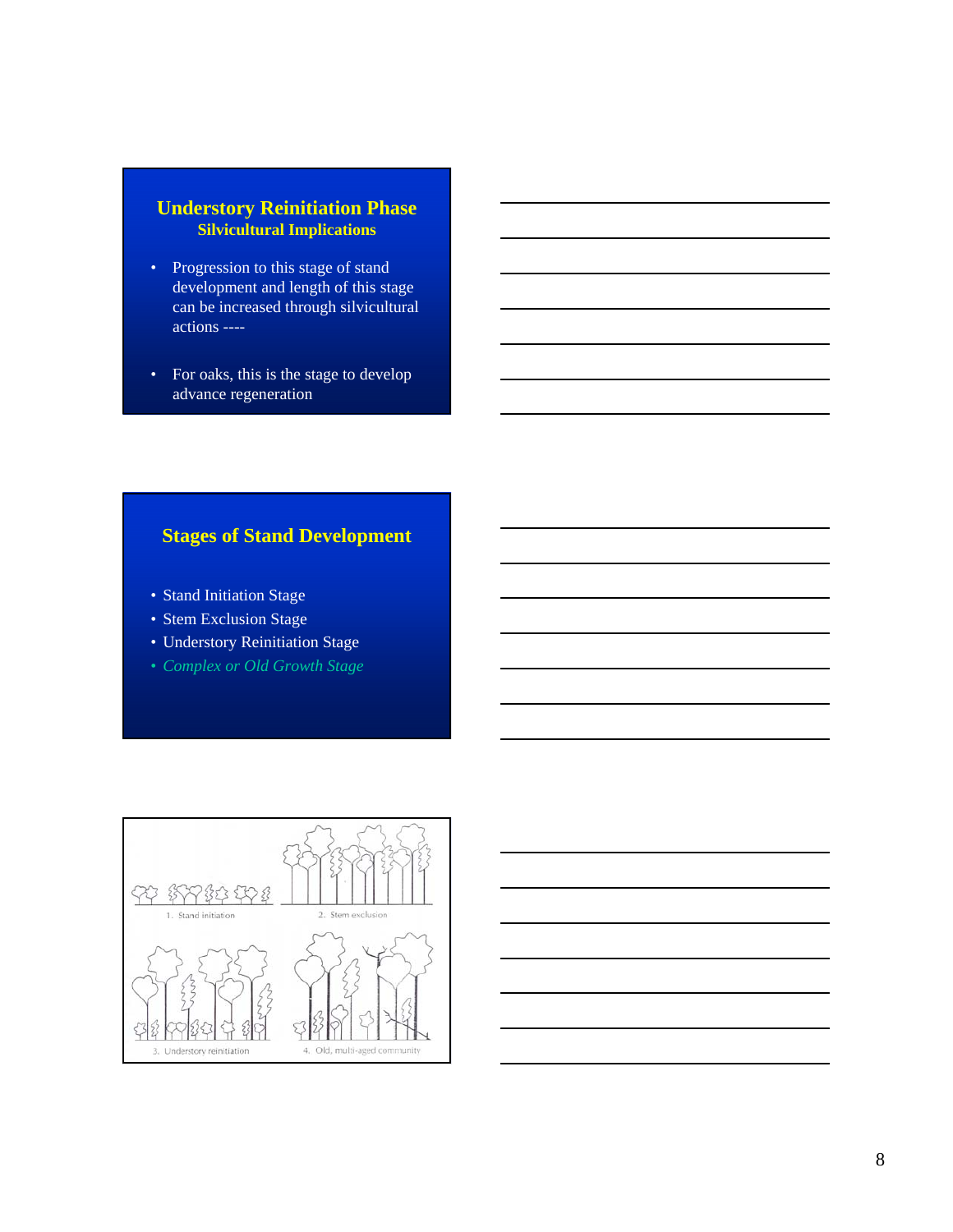## Understory Reinitiation Phase

### Silvicultural Implications

- Progression to this stage of stand development and length of this stage can be increased through silvicultural actions ----
- For oaks, this is the stage to develop advance regeneration

## Stages of Stand Development

- Stand Initiation Stage
- Stem Exclusion Stage
- Understory Reinitiation Stage
- *Complex or Old Growth Stage*

1. Stand initiation
2. Stem exclusion
3. Understory reinitiation
4. Old, multi-aged community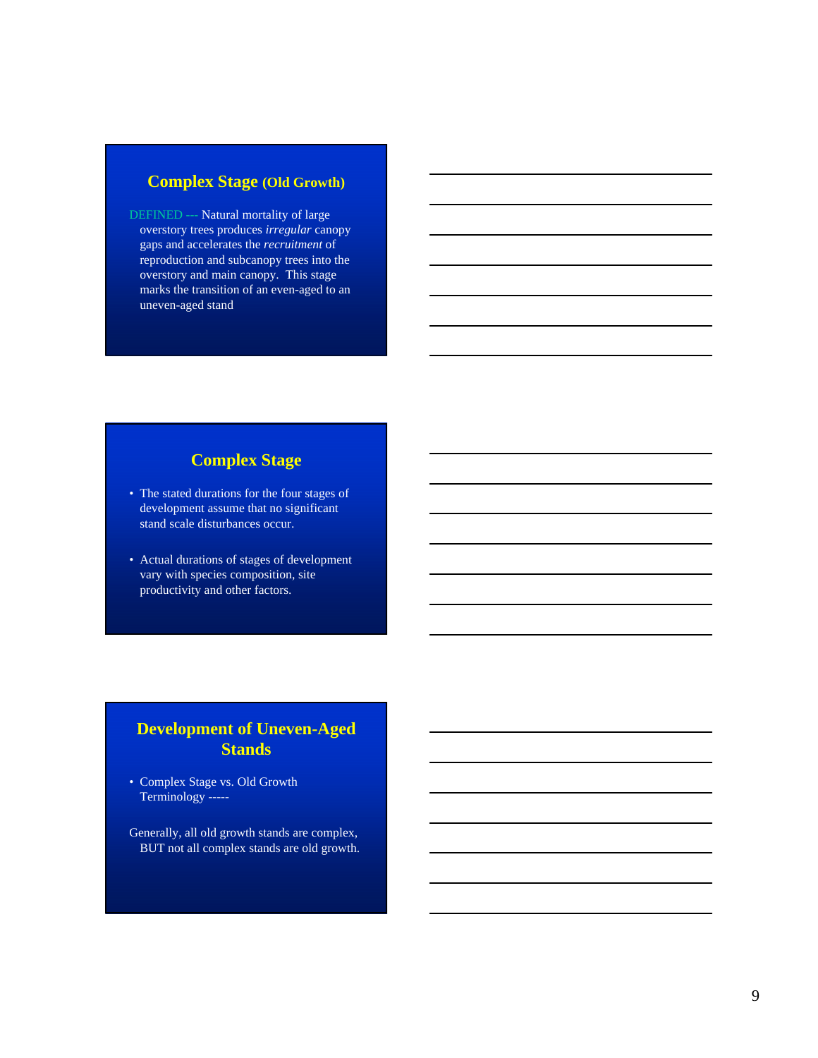## Complex Stage (Old Growth)

DEFINED --- Natural mortality of large overstory trees produces *irregular* canopy gaps and accelerates the *recruitment* of reproduction and subcanopy trees into the overstory and main canopy. This stage marks the transition of an even-aged to an uneven-aged stand

## Complex Stage

- The stated durations for the four stages of development assume that no significant stand scale disturbances occur.
- Actual durations of stages of development vary with species composition, site productivity and other factors.

## Development of Uneven-Aged Stands

- Complex Stage vs. Old Growth Terminology -----

Generally, all old growth stands are complex, BUT not all complex stands are old growth.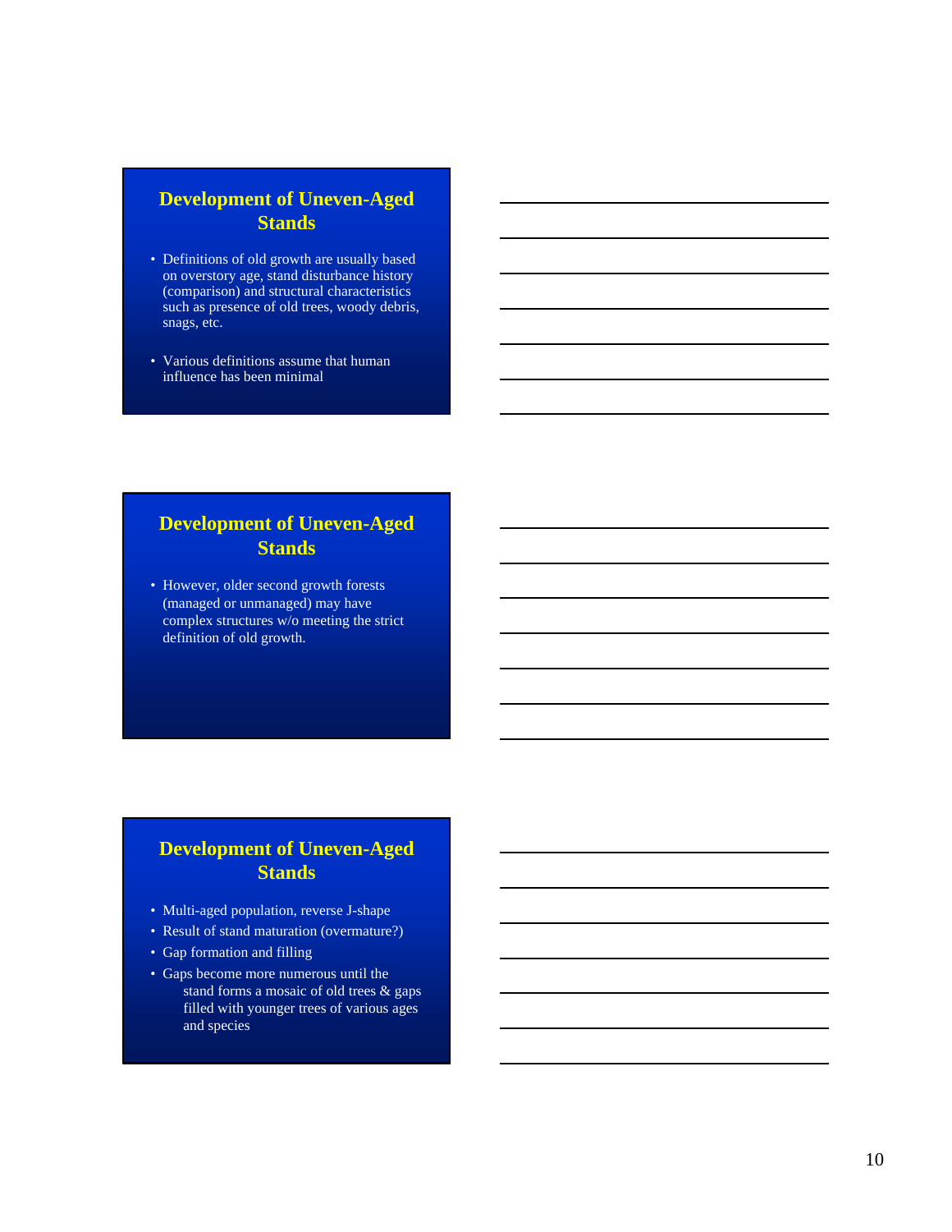## Development of Uneven-Aged Stands

- Definitions of old growth are usually based on overstory age, stand disturbance history (comparison) and structural characteristics such as presence of old trees, woody debris, snags, etc.
- Various definitions assume that human influence has been minimal

## Development of Uneven-Aged Stands

- However, older second growth forests (managed or unmanaged) may have complex structures w/o meeting the strict definition of old growth.

## Development of Uneven-Aged Stands

- Multi-aged population, reverse J-shape
- Result of stand maturation (overmature?)
- Gap formation and filling
- Gaps become more numerous until the stand forms a mosaic of old trees & gaps filled with younger trees of various ages and species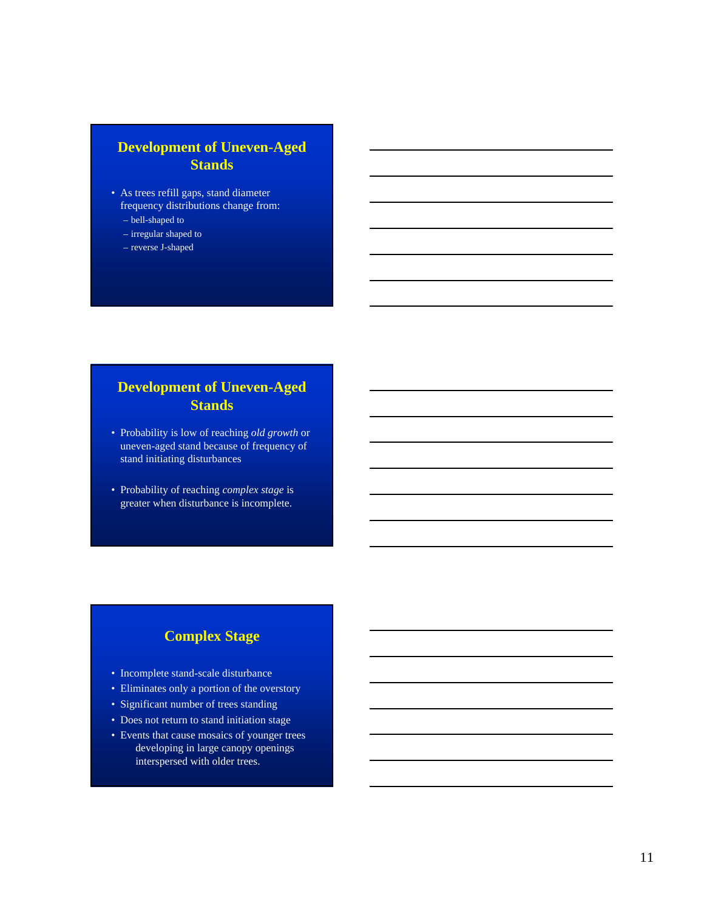## Development of Uneven-Aged Stands

- As trees refill gaps, stand diameter frequency distributions change from:
  - bell-shaped to
  - irregular shaped to
  - reverse J-shaped

## Development of Uneven-Aged Stands

- Probability is low of reaching *old growth* or uneven-aged stand because of frequency of stand initiating disturbances
- Probability of reaching *complex stage* is greater when disturbance is incomplete.

## Complex Stage

- Incomplete stand-scale disturbance
- Eliminates only a portion of the overstory
- Significant number of trees standing
- Does not return to stand initiation stage
- Events that cause mosaics of younger trees developing in large canopy openings interspersed with older trees.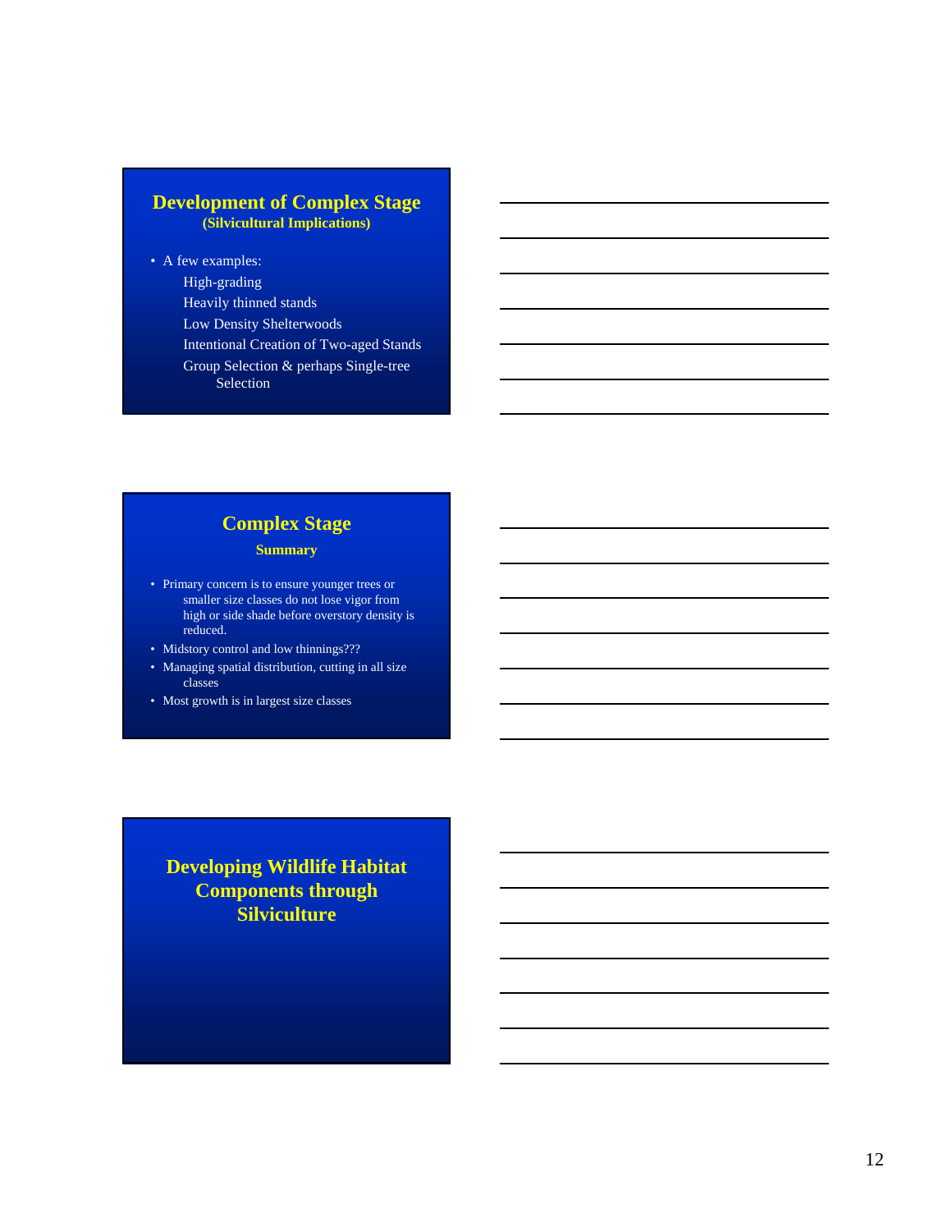## Development of Complex Stage

**(Silvicultural Implications)**

- A few examples:
  - High-grading
  - Heavily thinned stands
  - Low Density Shelterwoods
  - Intentional Creation of Two-aged Stands
  - Group Selection & perhaps Single-tree Selection

## Complex Stage

**Summary**

- Primary concern is to ensure younger trees or smaller size classes do not lose vigor from high or side shade before overstory density is reduced.
- Midstory control and low thinnings???
- Managing spatial distribution, cutting in all size classes
- Most growth is in largest size classes

## Developing Wildlife Habitat Components through Silviculture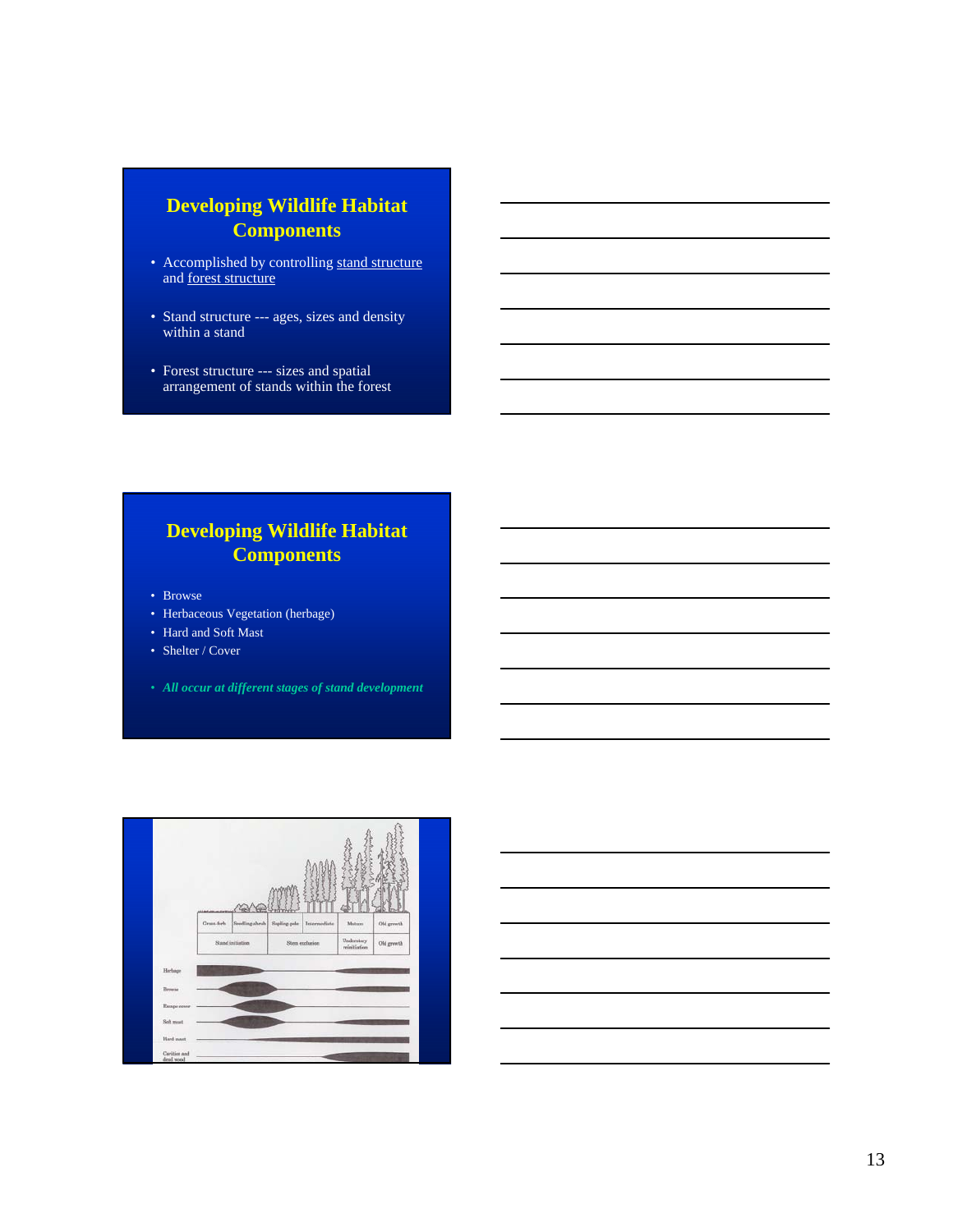## Developing Wildlife Habitat Components

- Accomplished by controlling stand structure and forest structure
- Stand structure --- ages, sizes and density within a stand
- Forest structure --- sizes and spatial arrangement of stands within the forest

## Developing Wildlife Habitat Components

- Browse
- Herbaceous Vegetation (herbage)
- Hard and Soft Mast
- Shelter / Cover
- *All occur at different stages of stand development*

| Grass-forb | Seedling shrub | Sapling pole | Intermediate | Mature | Old growth |
|---|---|---|---|---|---|
| Stand initiation | | Stem exclusion | | Understory reinitiation | Old growth |

Herbage

Browse

Escape cover

Soft mast

Hard mast

Cavities and dead wood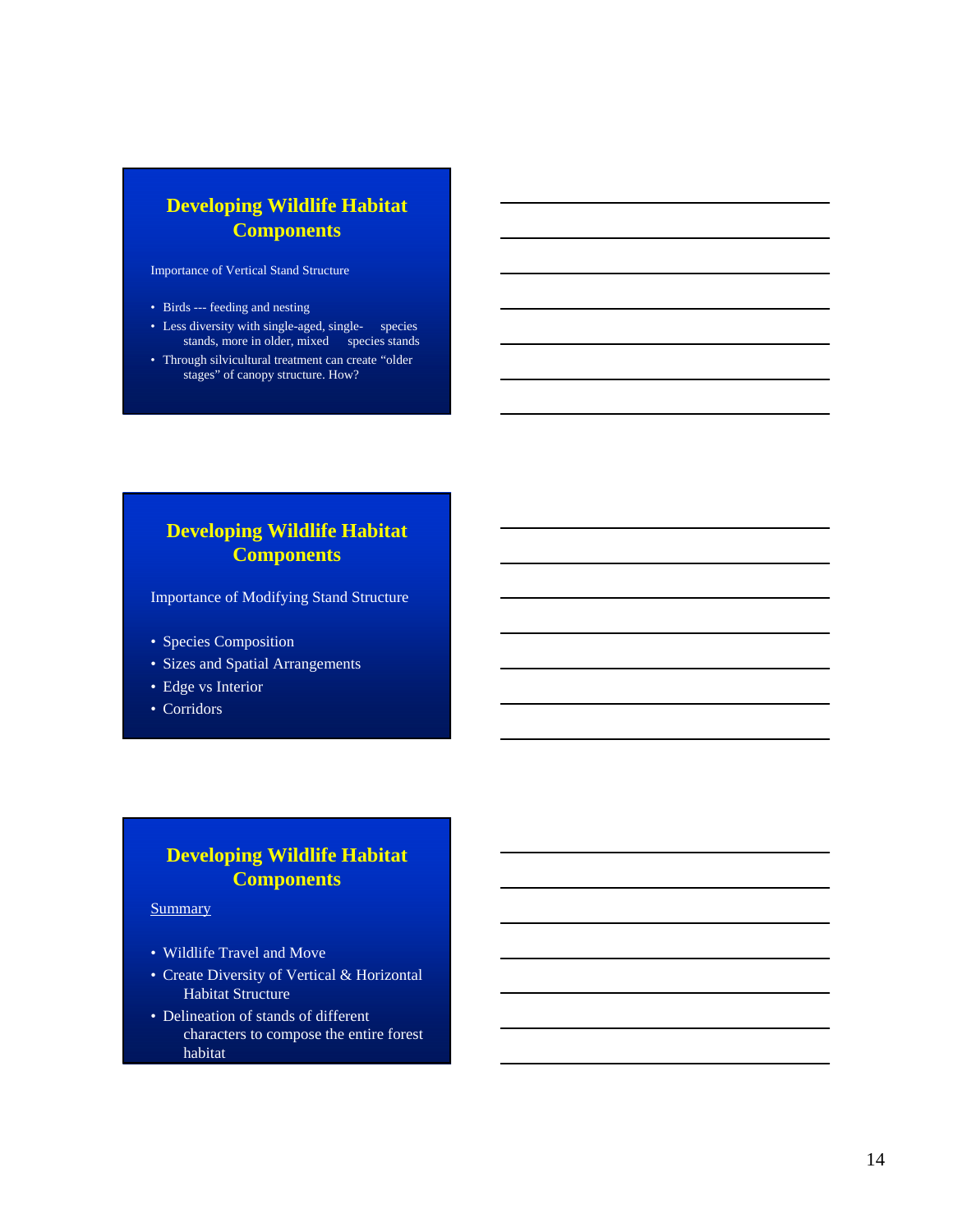## Developing Wildlife Habitat Components

Importance of Vertical Stand Structure

- Birds --- feeding and nesting
- Less diversity with single-aged, single- species stands, more in older, mixed species stands
- Through silvicultural treatment can create "older stages" of canopy structure. How?

## Developing Wildlife Habitat Components

Importance of Modifying Stand Structure

- Species Composition
- Sizes and Spatial Arrangements
- Edge vs Interior
- Corridors

## Developing Wildlife Habitat Components

Summary

- Wildlife Travel and Move
- Create Diversity of Vertical & Horizontal Habitat Structure
- Delineation of stands of different characters to compose the entire forest habitat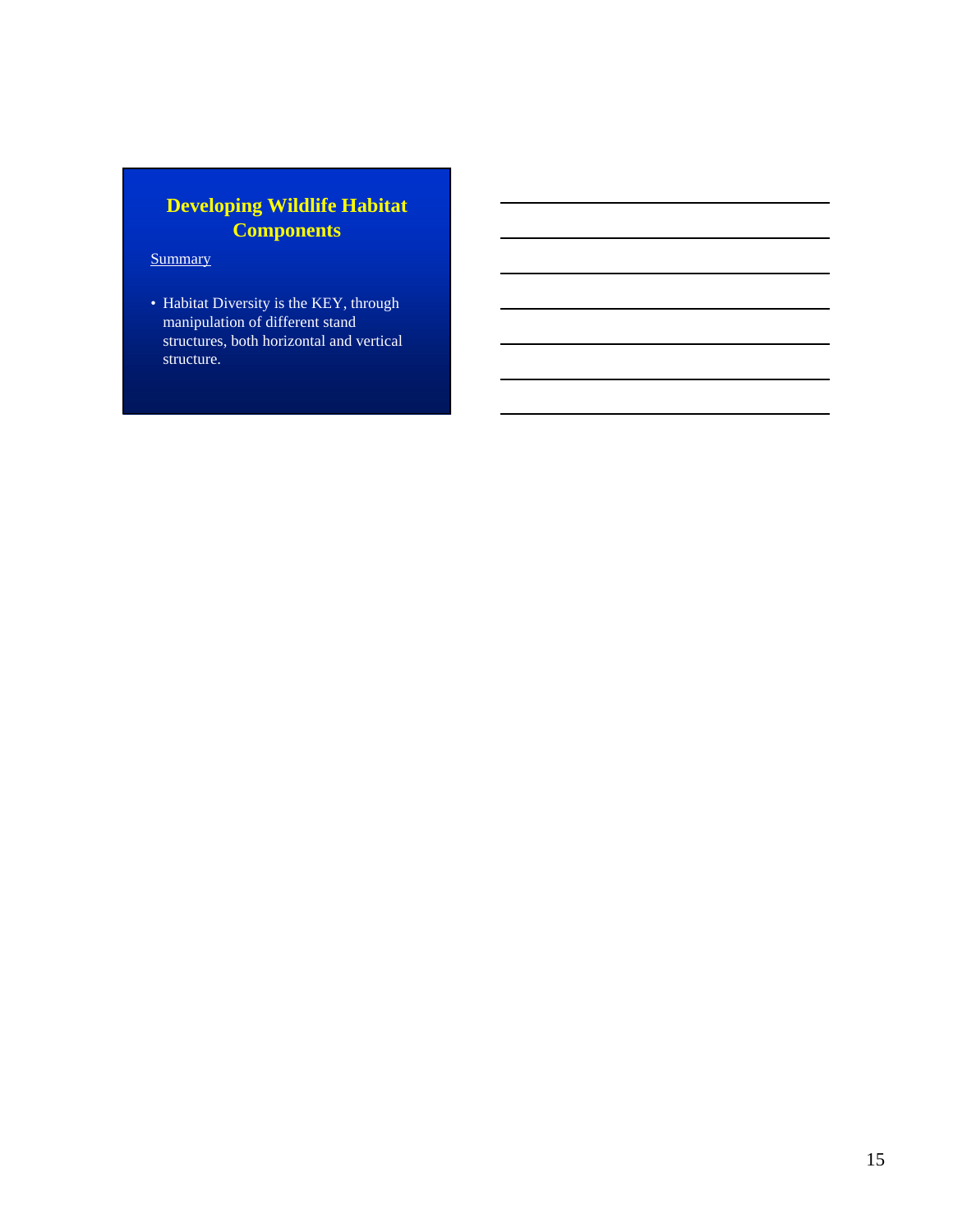## Developing Wildlife Habitat Components

Summary

- Habitat Diversity is the KEY, through manipulation of different stand structures, both horizontal and vertical structure.